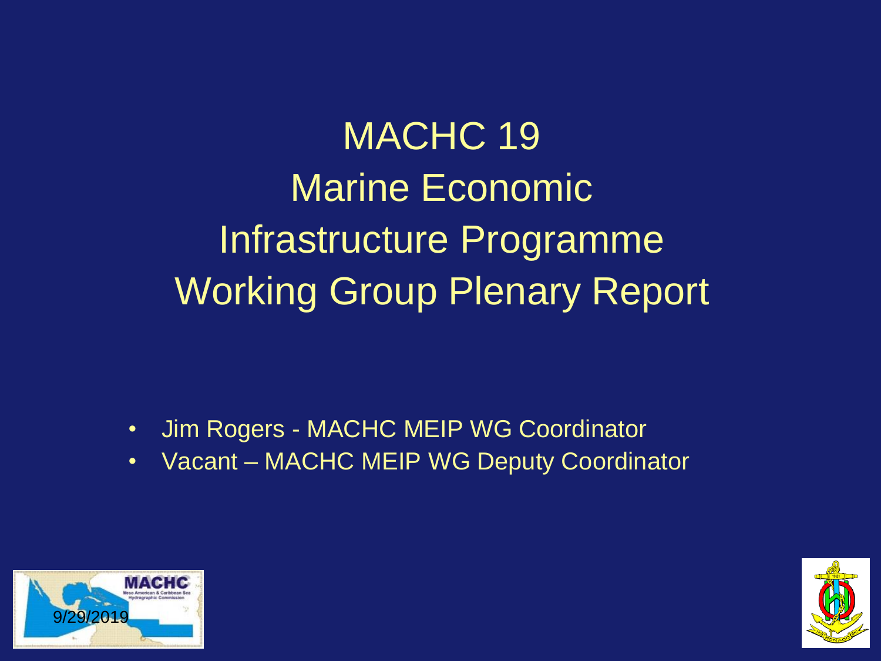# MACHC 19
# Marine Economic Infrastructure Programme Working Group Plenary Report

- Jim Rogers - MACHC MEIP WG Coordinator
- Vacant – MACHC MEIP WG Deputy Coordinator

9/29/2019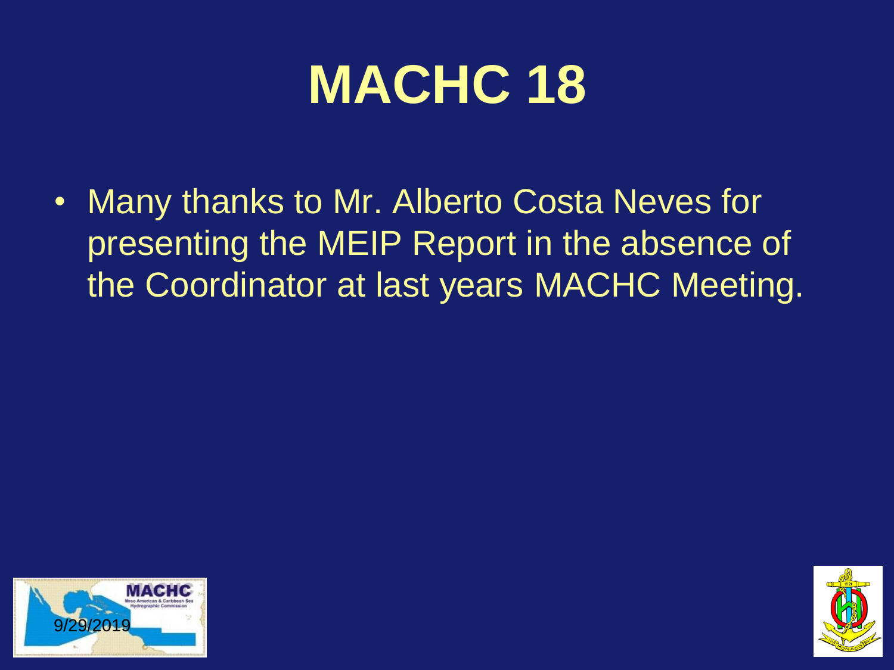# MACHC 18

- Many thanks to Mr. Alberto Costa Neves for presenting the MEIP Report in the absence of the Coordinator at last years MACHC Meeting.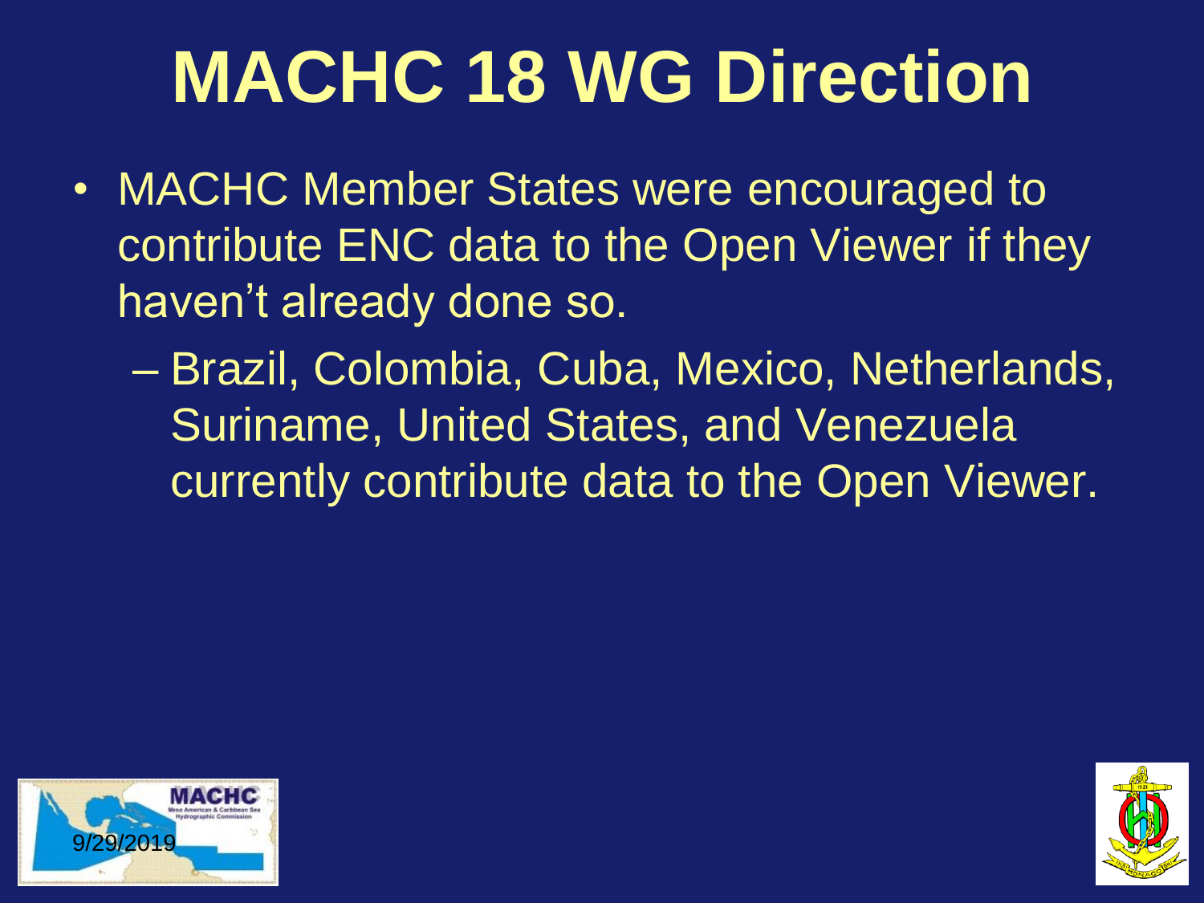# MACHC 18 WG Direction

- MACHC Member States were encouraged to contribute ENC data to the Open Viewer if they haven't already done so.
  - Brazil, Colombia, Cuba, Mexico, Netherlands, Suriname, United States, and Venezuela currently contribute data to the Open Viewer.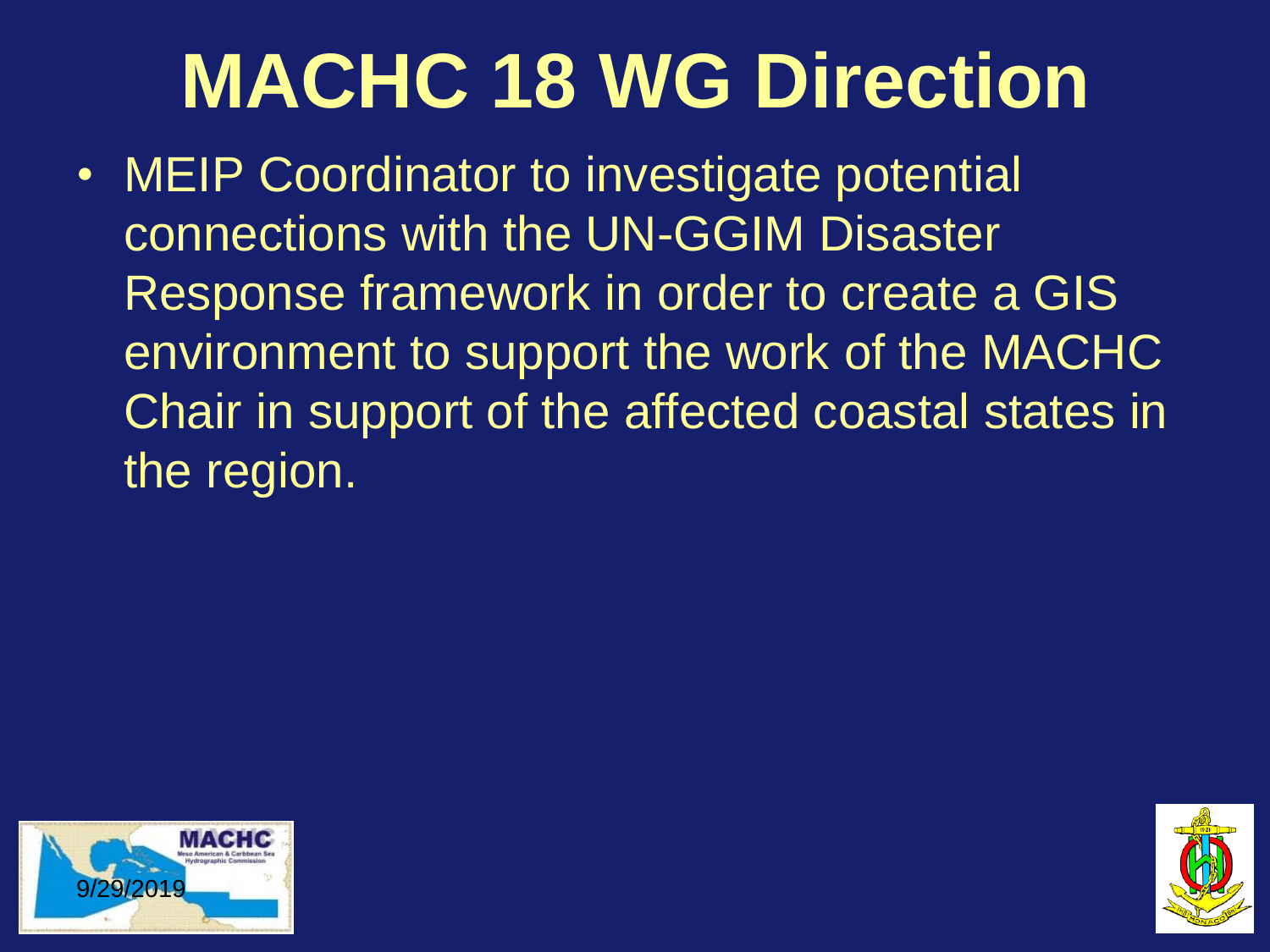# MACHC 18 WG Direction

- MEIP Coordinator to investigate potential connections with the UN-GGIM Disaster Response framework in order to create a GIS environment to support the work of the MACHC Chair in support of the affected coastal states in the region.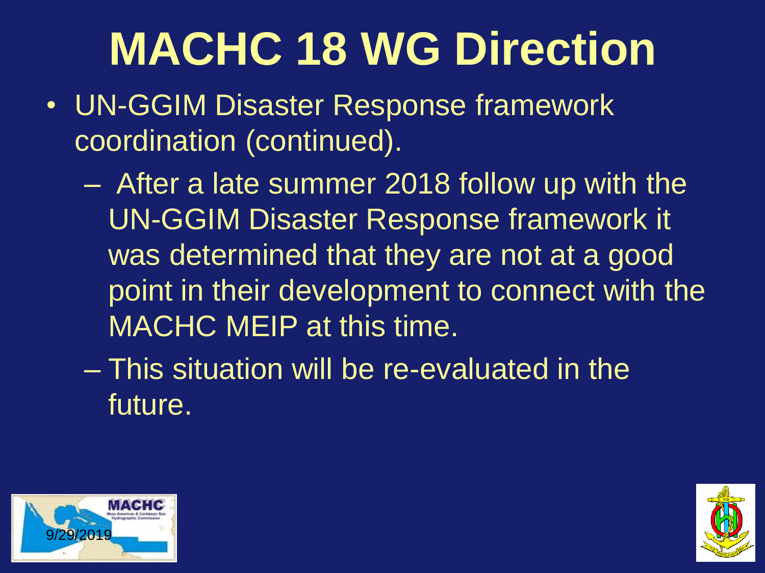# MACHC 18 WG Direction

- UN-GGIM Disaster Response framework coordination (continued).
  - After a late summer 2018 follow up with the UN-GGIM Disaster Response framework it was determined that they are not at a good point in their development to connect with the MACHC MEIP at this time.
  - This situation will be re-evaluated in the future.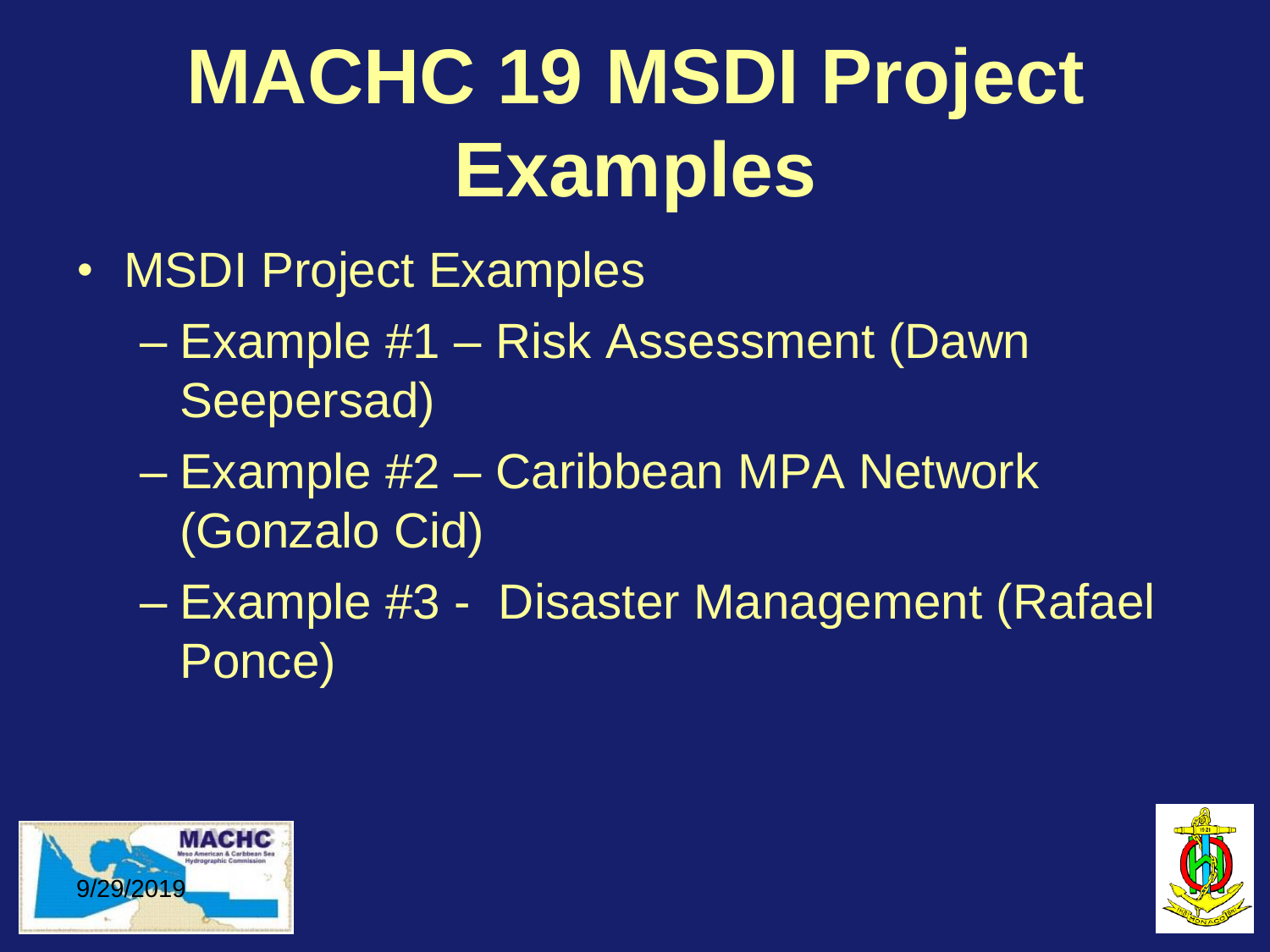# MACHC 19 MSDI Project Examples

- MSDI Project Examples
  - Example #1 – Risk Assessment (Dawn Seepersad)
  - Example #2 – Caribbean MPA Network (Gonzalo Cid)
  - Example #3 - Disaster Management (Rafael Ponce)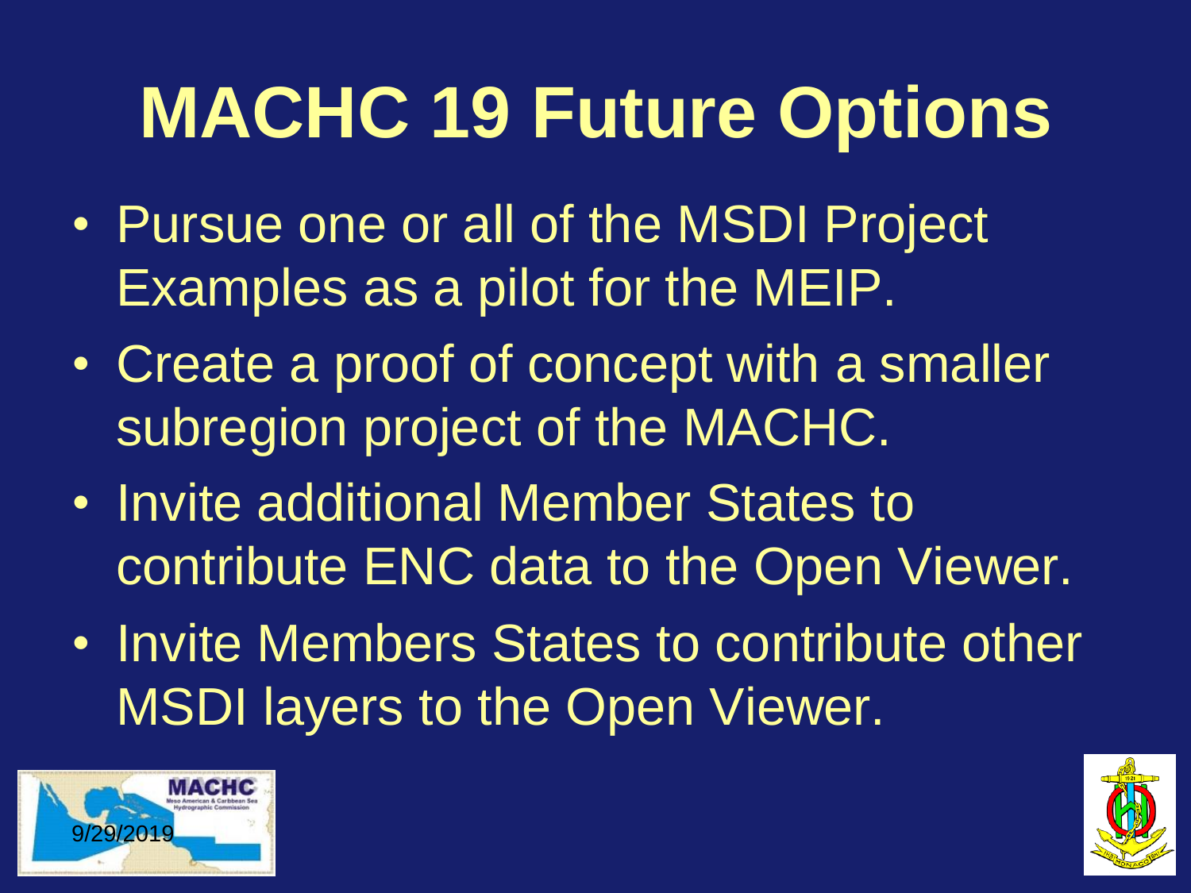# MACHC 19 Future Options

- Pursue one or all of the MSDI Project Examples as a pilot for the MEIP.
- Create a proof of concept with a smaller subregion project of the MACHC.
- Invite additional Member States to contribute ENC data to the Open Viewer.
- Invite Members States to contribute other MSDI layers to the Open Viewer.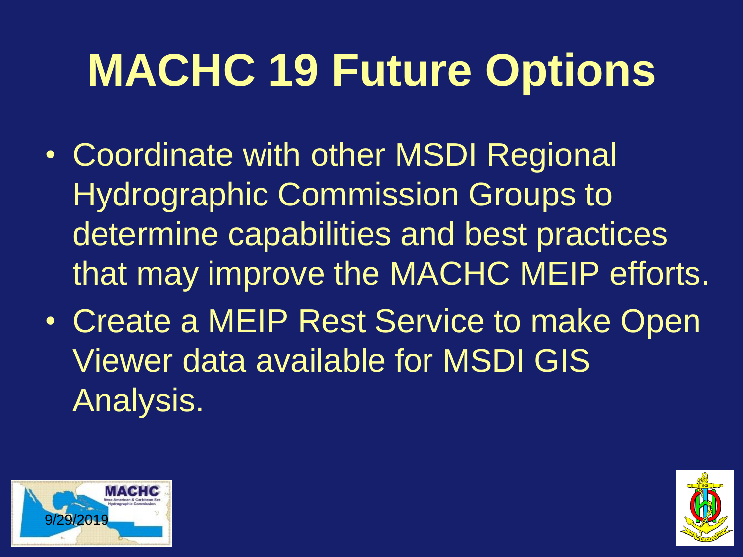# MACHC 19 Future Options

- Coordinate with other MSDI Regional Hydrographic Commission Groups to determine capabilities and best practices that may improve the MACHC MEIP efforts.
- Create a MEIP Rest Service to make Open Viewer data available for MSDI GIS Analysis.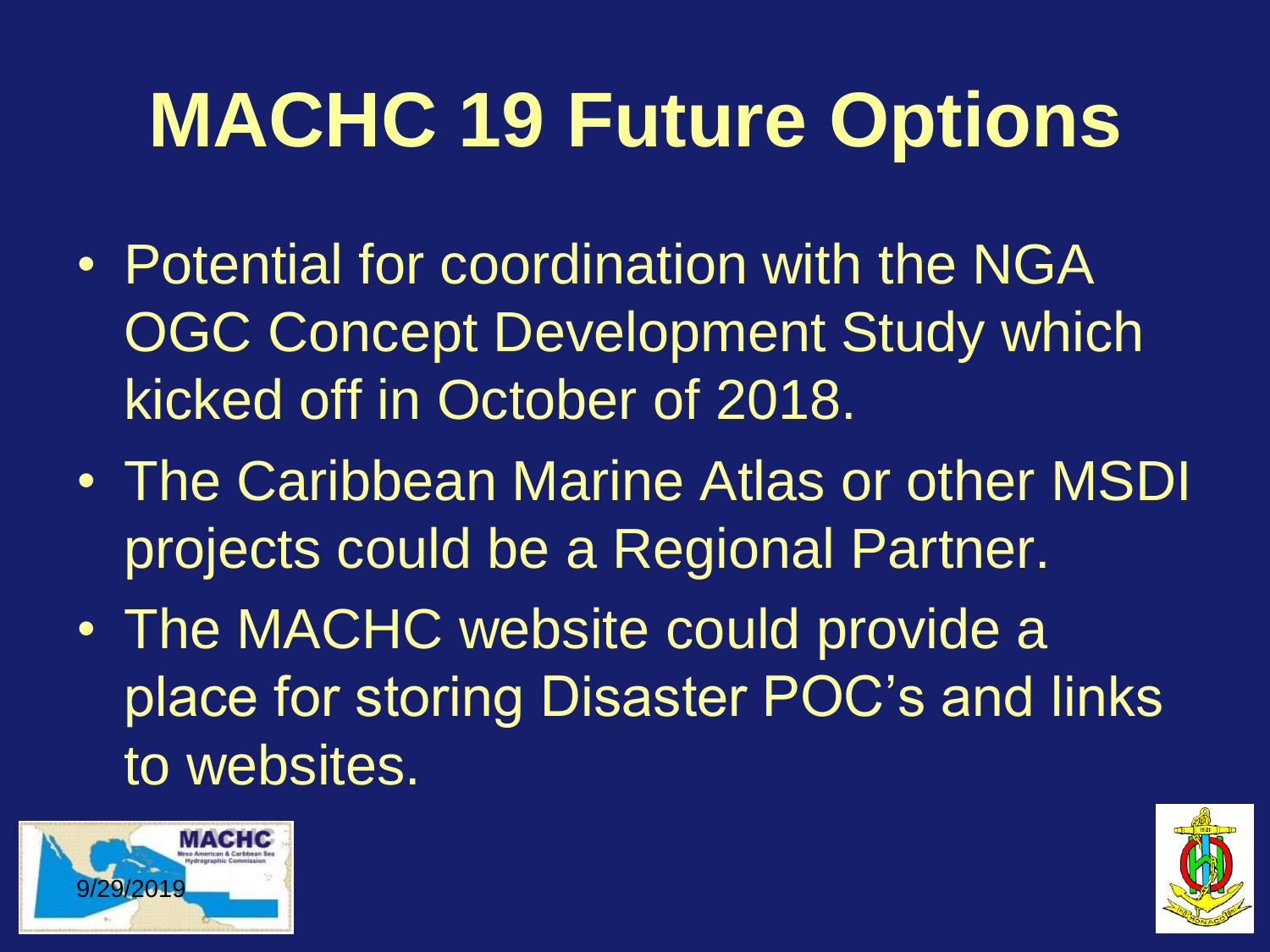# MACHC 19 Future Options

- Potential for coordination with the NGA OGC Concept Development Study which kicked off in October of 2018.
- The Caribbean Marine Atlas or other MSDI projects could be a Regional Partner.
- The MACHC website could provide a place for storing Disaster POC's and links to websites.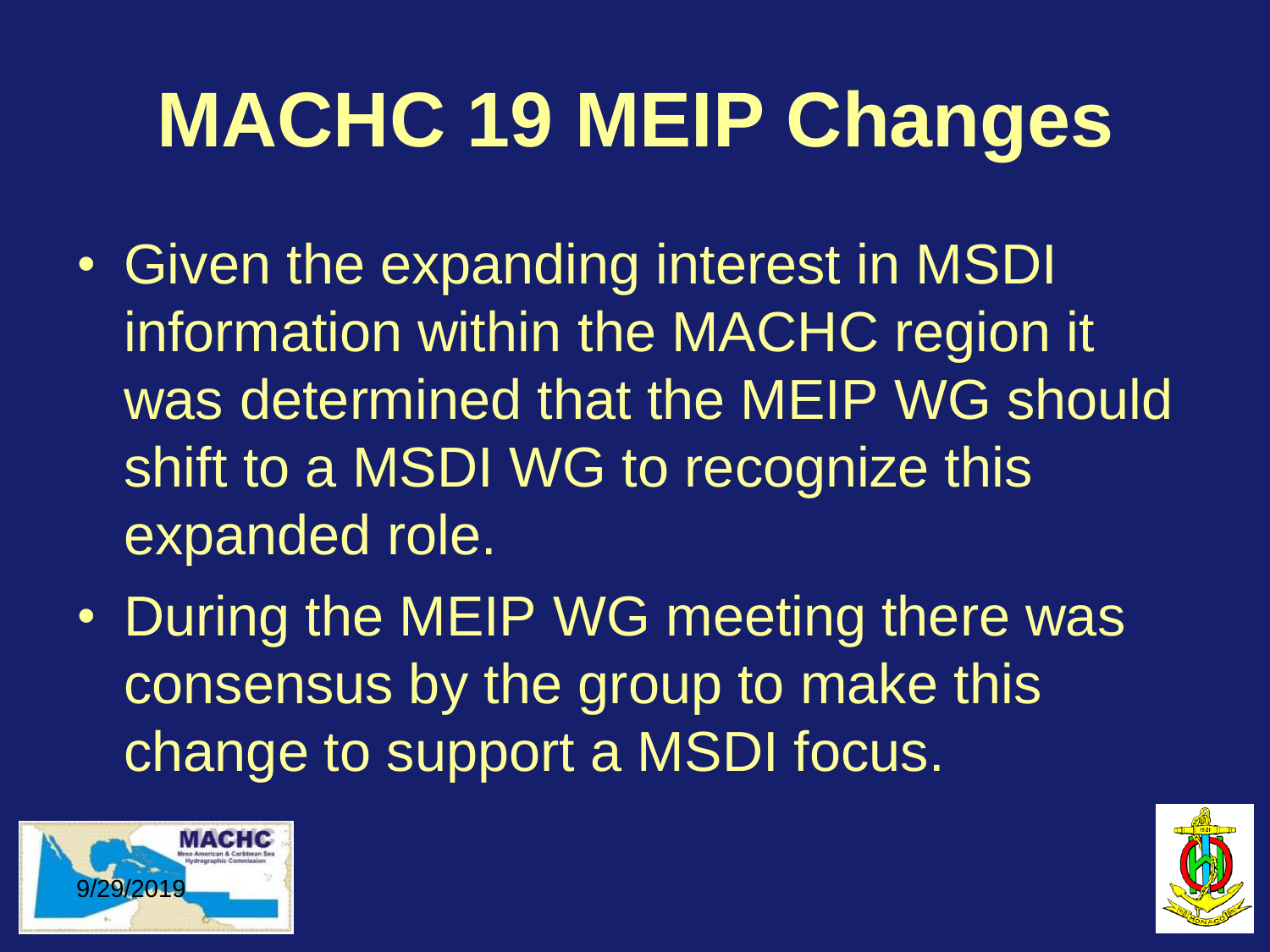# MACHC 19 MEIP Changes

- Given the expanding interest in MSDI information within the MACHC region it was determined that the MEIP WG should shift to a MSDI WG to recognize this expanded role.
- During the MEIP WG meeting there was consensus by the group to make this change to support a MSDI focus.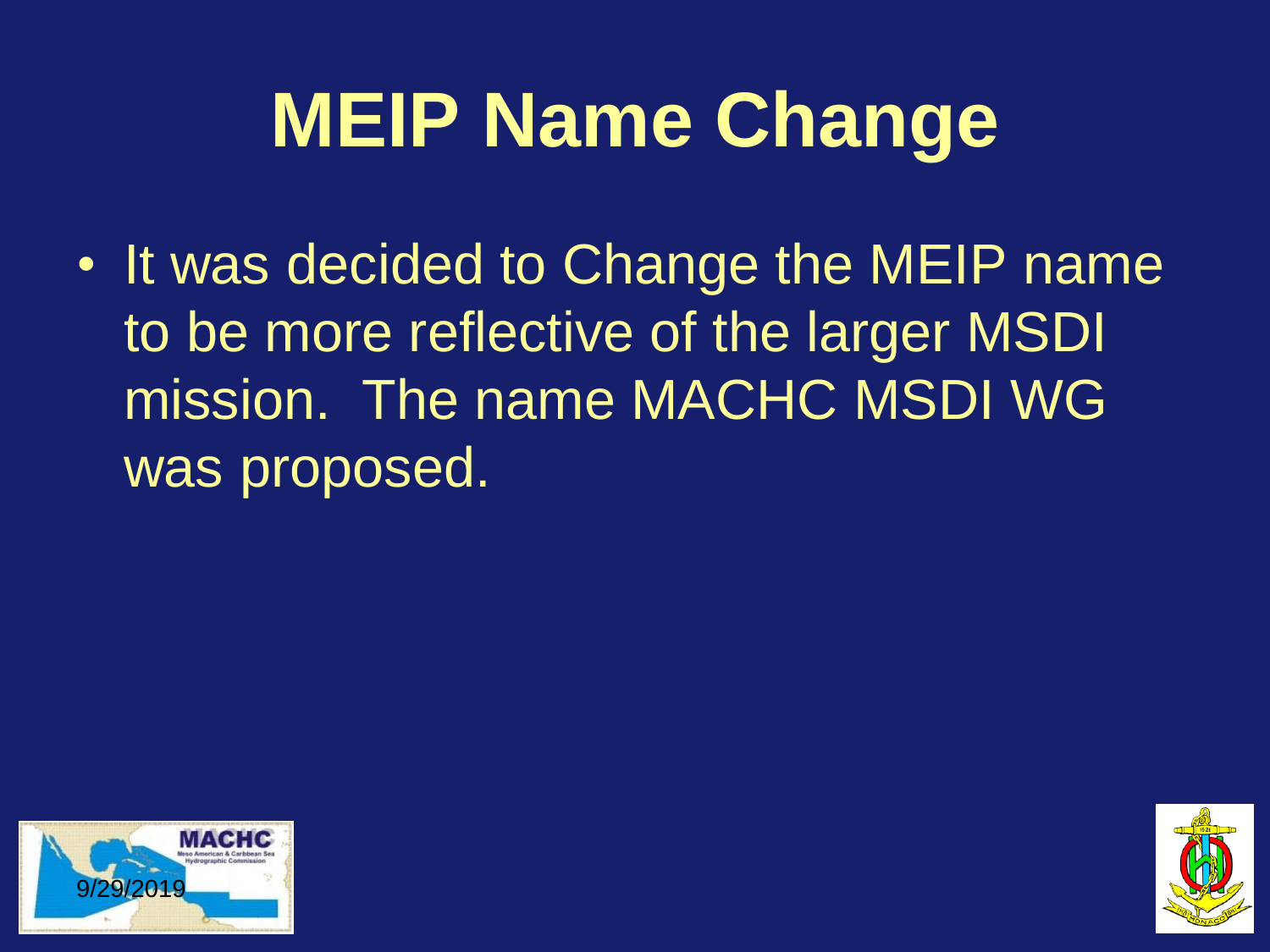# MEIP Name Change

- It was decided to Change the MEIP name to be more reflective of the larger MSDI mission. The name MACHC MSDI WG was proposed.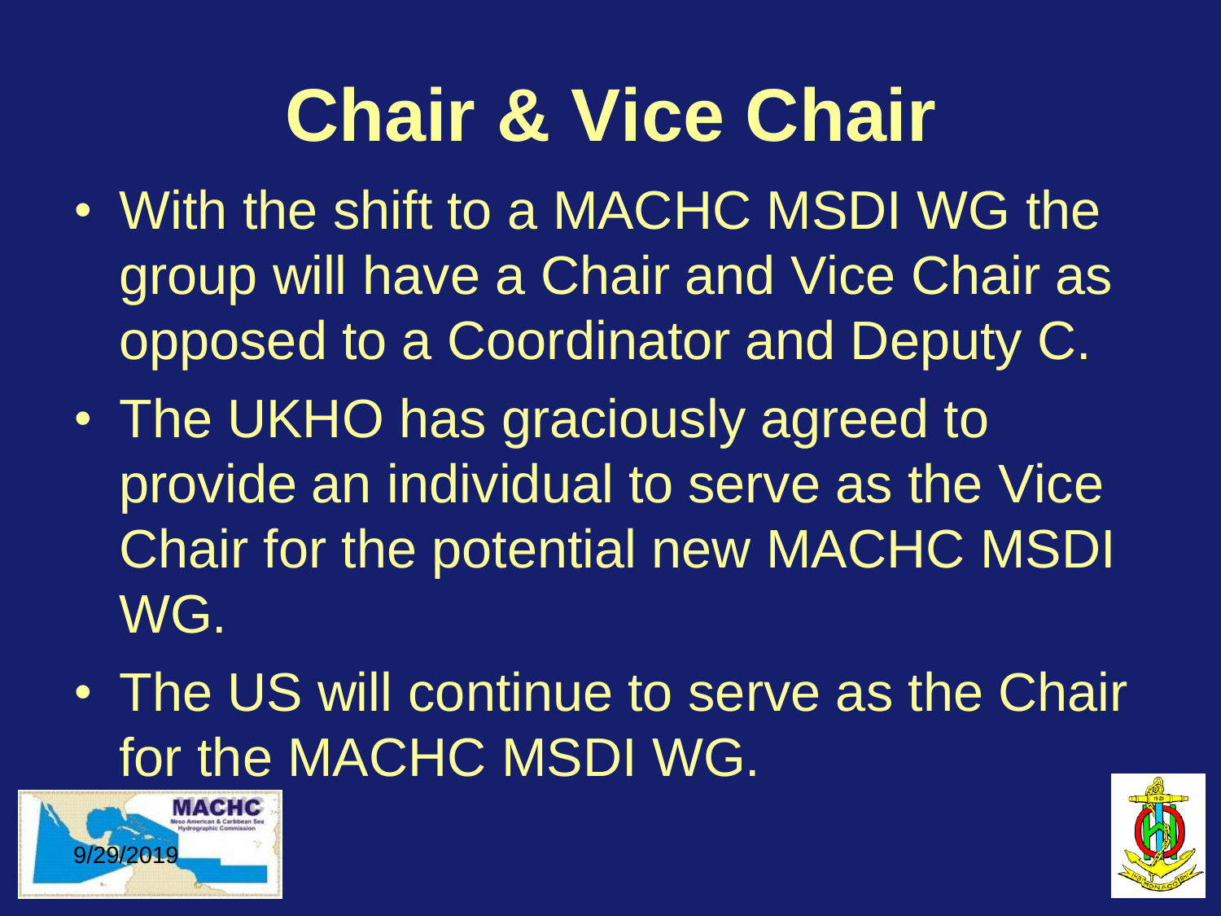# Chair & Vice Chair

- With the shift to a MACHC MSDI WG the group will have a Chair and Vice Chair as opposed to a Coordinator and Deputy C.
- The UKHO has graciously agreed to provide an individual to serve as the Vice Chair for the potential new MACHC MSDI WG.
- The US will continue to serve as the Chair for the MACHC MSDI WG.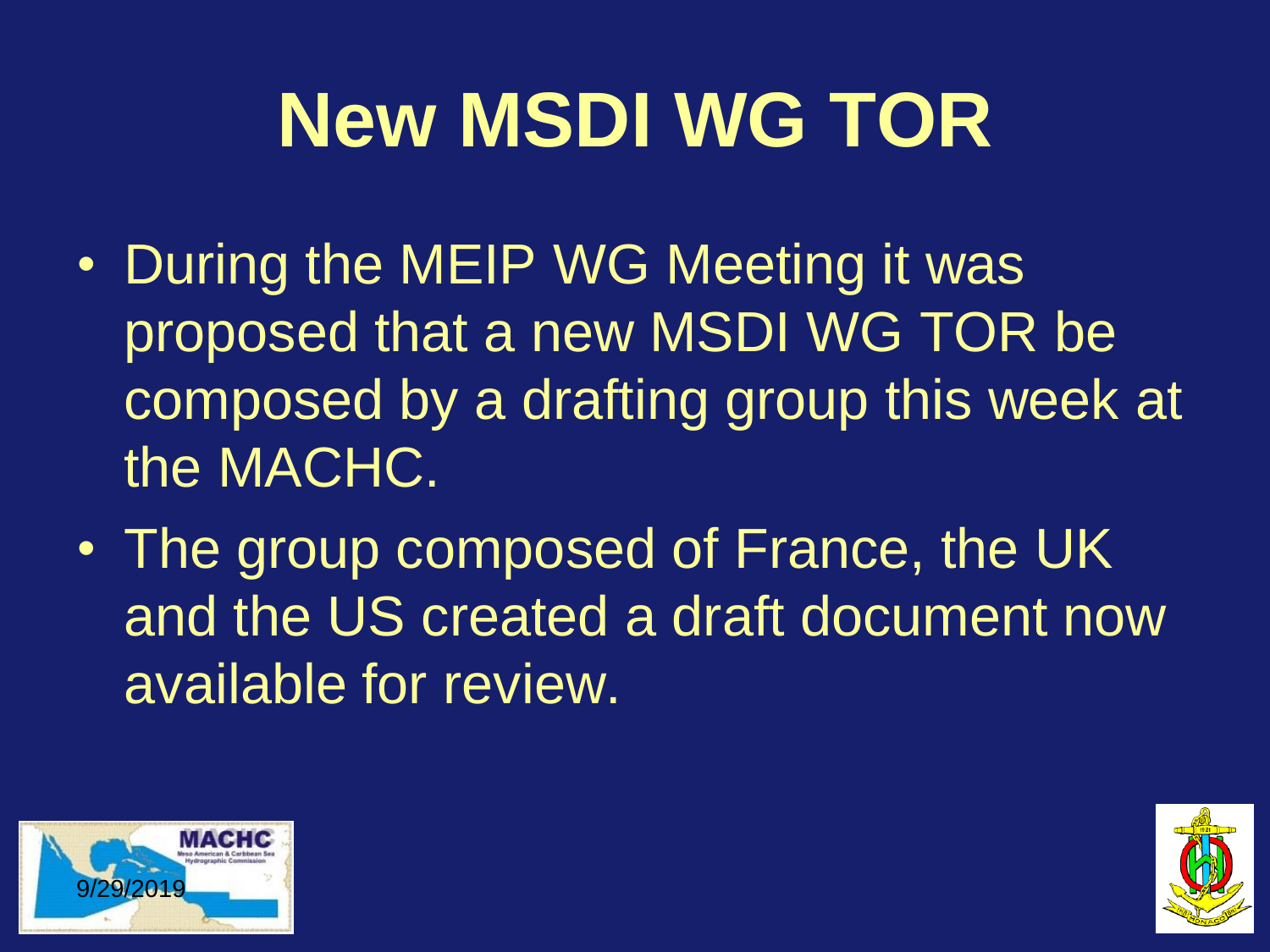# New MSDI WG TOR

- During the MEIP WG Meeting it was proposed that a new MSDI WG TOR be composed by a drafting group this week at the MACHC.
- The group composed of France, the UK and the US created a draft document now available for review.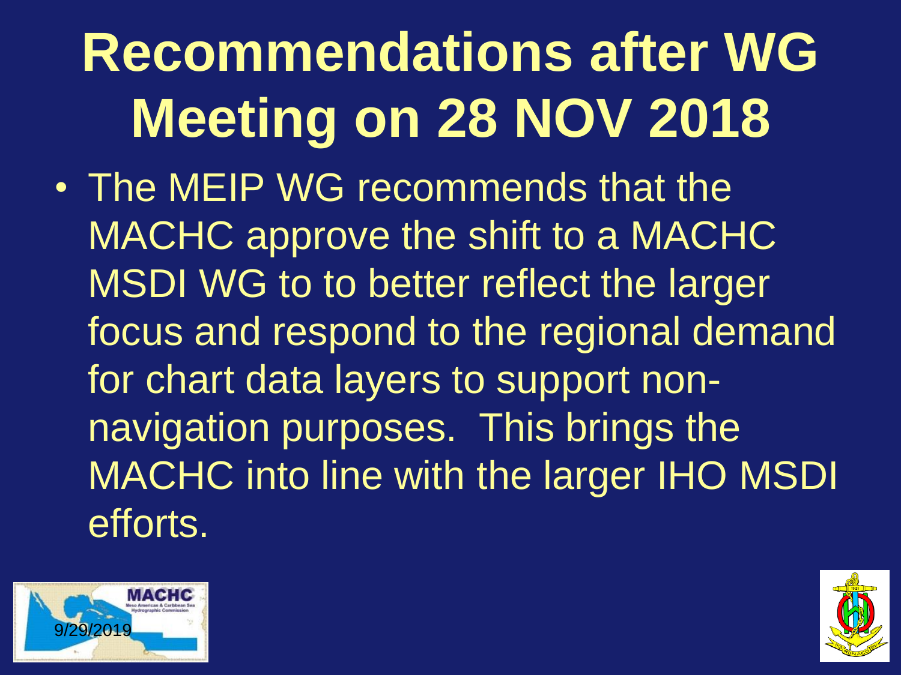# Recommendations after WG Meeting on 28 NOV 2018

- The MEIP WG recommends that the MACHC approve the shift to a MACHC MSDI WG to to better reflect the larger focus and respond to the regional demand for chart data layers to support non-navigation purposes. This brings the MACHC into line with the larger IHO MSDI efforts.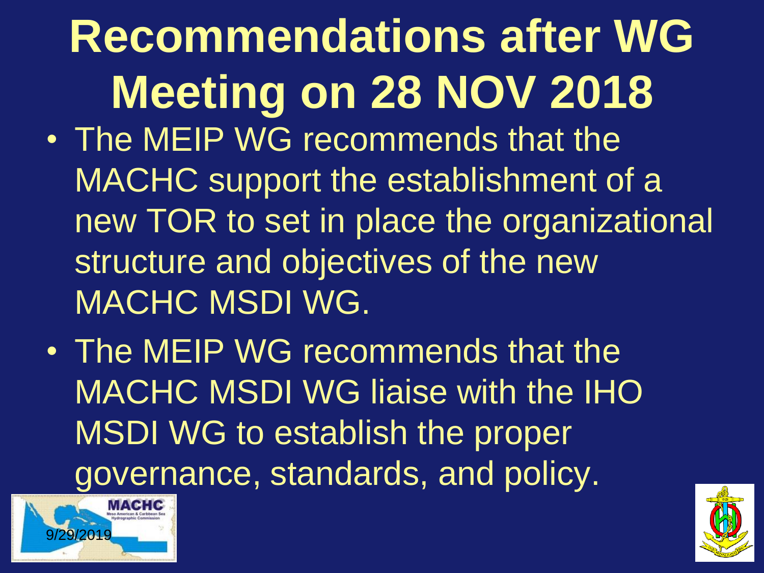# Recommendations after WG Meeting on 28 NOV 2018

- The MEIP WG recommends that the MACHC support the establishment of a new TOR to set in place the organizational structure and objectives of the new MACHC MSDI WG.
- The MEIP WG recommends that the MACHC MSDI WG liaise with the IHO MSDI WG to establish the proper governance, standards, and policy.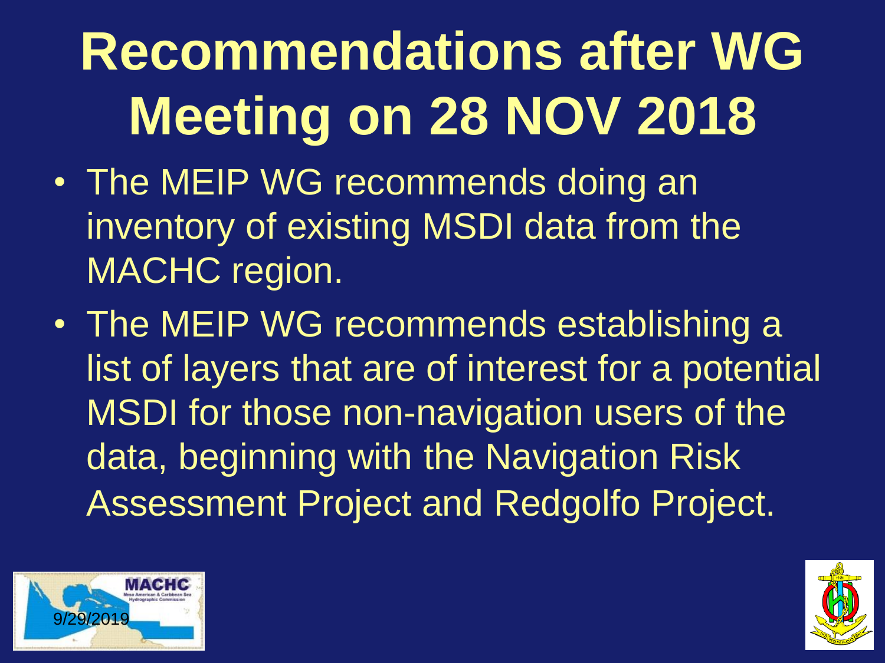# Recommendations after WG Meeting on 28 NOV 2018

- The MEIP WG recommends doing an inventory of existing MSDI data from the MACHC region.
- The MEIP WG recommends establishing a list of layers that are of interest for a potential MSDI for those non-navigation users of the data, beginning with the Navigation Risk Assessment Project and Redgolfo Project.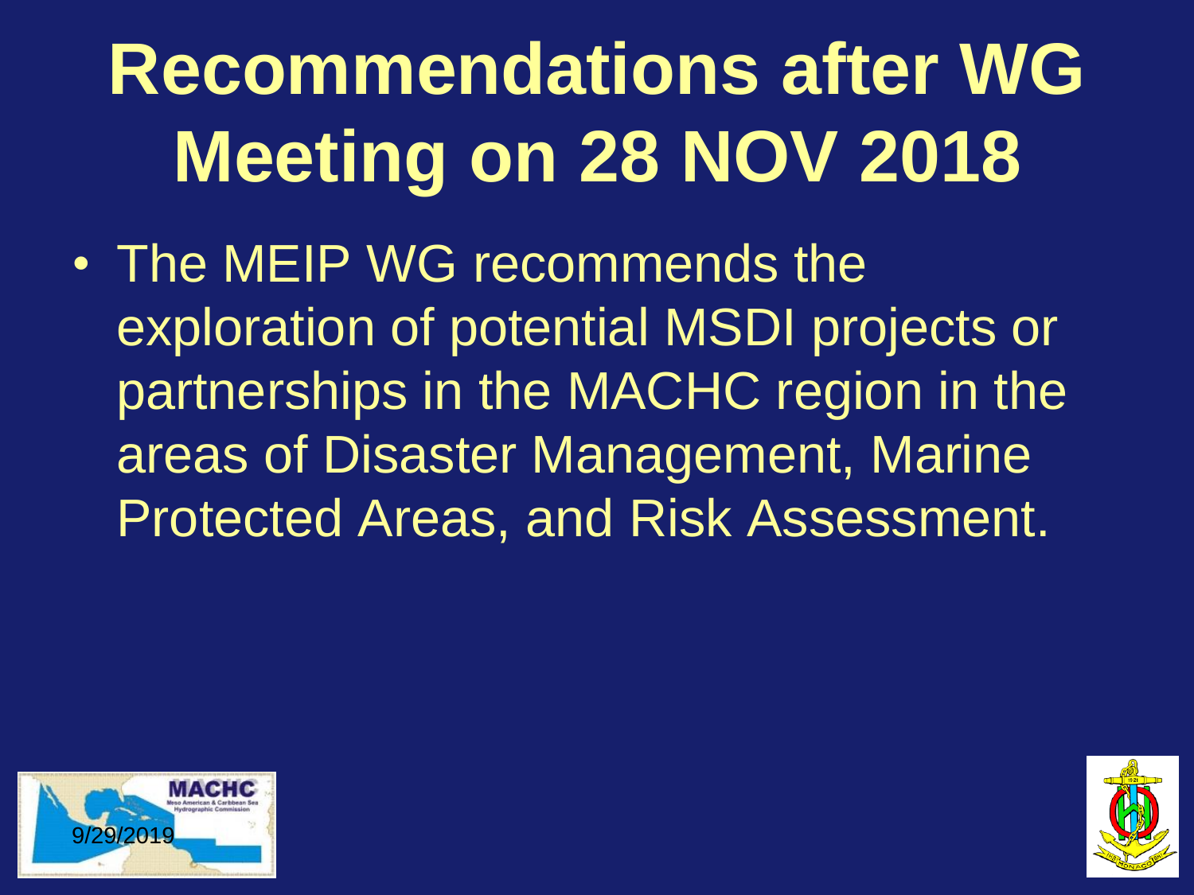# Recommendations after WG Meeting on 28 NOV 2018

- The MEIP WG recommends the exploration of potential MSDI projects or partnerships in the MACHC region in the areas of Disaster Management, Marine Protected Areas, and Risk Assessment.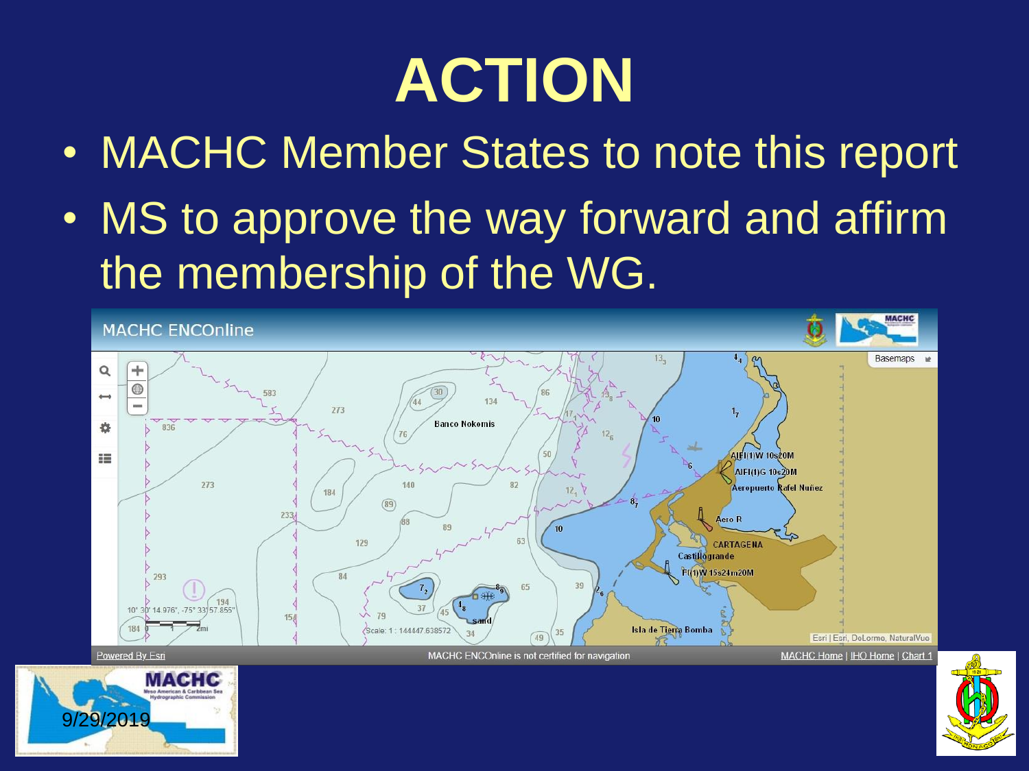# ACTION

- MACHC Member States to note this report
- MS to approve the way forward and affirm the membership of the WG.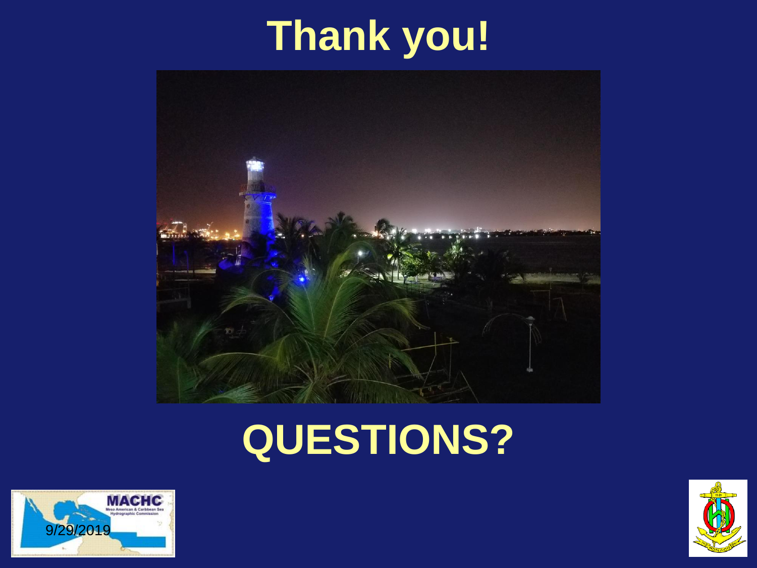# Thank you!

# QUESTIONS?

9/29/2019